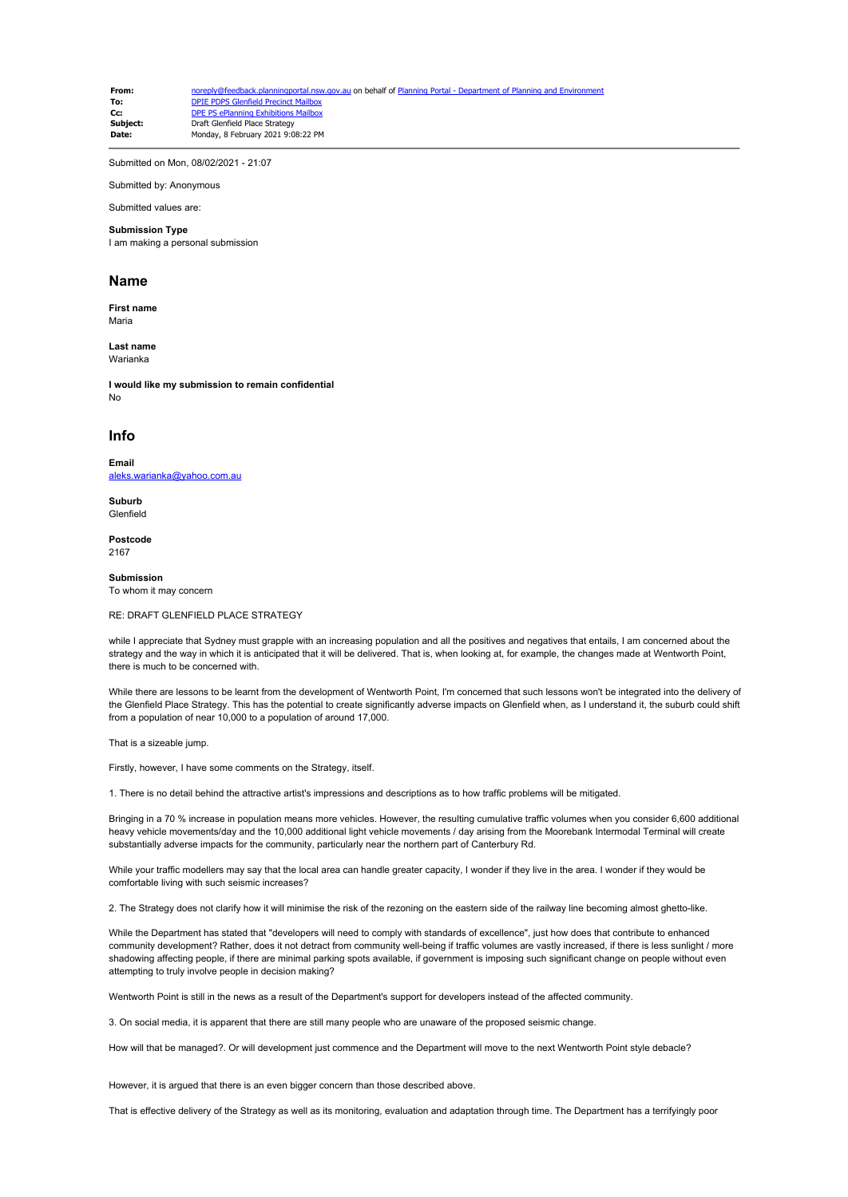| | |
|---|---|
| **From:** | noreply@feedback.planningportal.nsw.gov.au on behalf of Planning Portal - Department of Planning and Environment |
| **To:** | DPIE PDPS Glenfield Precinct Mailbox |
| **Cc:** | DPE PS ePlanning Exhibitions Mailbox |
| **Subject:** | Draft Glenfield Place Strategy |
| **Date:** | Monday, 8 February 2021 9:08:22 PM |

Submitted on Mon, 08/02/2021 - 21:07

Submitted by: Anonymous

Submitted values are:

**Submission Type**
I am making a personal submission

## Name

**First name**
Maria

**Last name**
Warianka

**I would like my submission to remain confidential**
No

## Info

**Email**
aleks.warianka@yahoo.com.au

**Suburb**
Glenfield

**Postcode**
2167

**Submission**
To whom it may concern

RE: DRAFT GLENFIELD PLACE STRATEGY

while I appreciate that Sydney must grapple with an increasing population and all the positives and negatives that entails, I am concerned about the strategy and the way in which it is anticipated that it will be delivered. That is, when looking at, for example, the changes made at Wentworth Point, there is much to be concerned with.

While there are lessons to be learnt from the development of Wentworth Point, I'm concerned that such lessons won't be integrated into the delivery of the Glenfield Place Strategy. This has the potential to create significantly adverse impacts on Glenfield when, as I understand it, the suburb could shift from a population of near 10,000 to a population of around 17,000.

That is a sizeable jump.

Firstly, however, I have some comments on the Strategy, itself.

1. There is no detail behind the attractive artist's impressions and descriptions as to how traffic problems will be mitigated.

Bringing in a 70 % increase in population means more vehicles. However, the resulting cumulative traffic volumes when you consider 6,600 additional heavy vehicle movements/day and the 10,000 additional light vehicle movements / day arising from the Moorebank Intermodal Terminal will create substantially adverse impacts for the community, particularly near the northern part of Canterbury Rd.

While your traffic modellers may say that the local area can handle greater capacity, I wonder if they live in the area. I wonder if they would be comfortable living with such seismic increases?

2. The Strategy does not clarify how it will minimise the risk of the rezoning on the eastern side of the railway line becoming almost ghetto-like.

While the Department has stated that "developers will need to comply with standards of excellence", just how does that contribute to enhanced community development? Rather, does it not detract from community well-being if traffic volumes are vastly increased, if there is less sunlight / more shadowing affecting people, if there are minimal parking spots available, if government is imposing such significant change on people without even attempting to truly involve people in decision making?

Wentworth Point is still in the news as a result of the Department's support for developers instead of the affected community.

3. On social media, it is apparent that there are still many people who are unaware of the proposed seismic change.

How will that be managed?. Or will development just commence and the Department will move to the next Wentworth Point style debacle?

However, it is argued that there is an even bigger concern than those described above.

That is effective delivery of the Strategy as well as its monitoring, evaluation and adaptation through time. The Department has a terrifyingly poor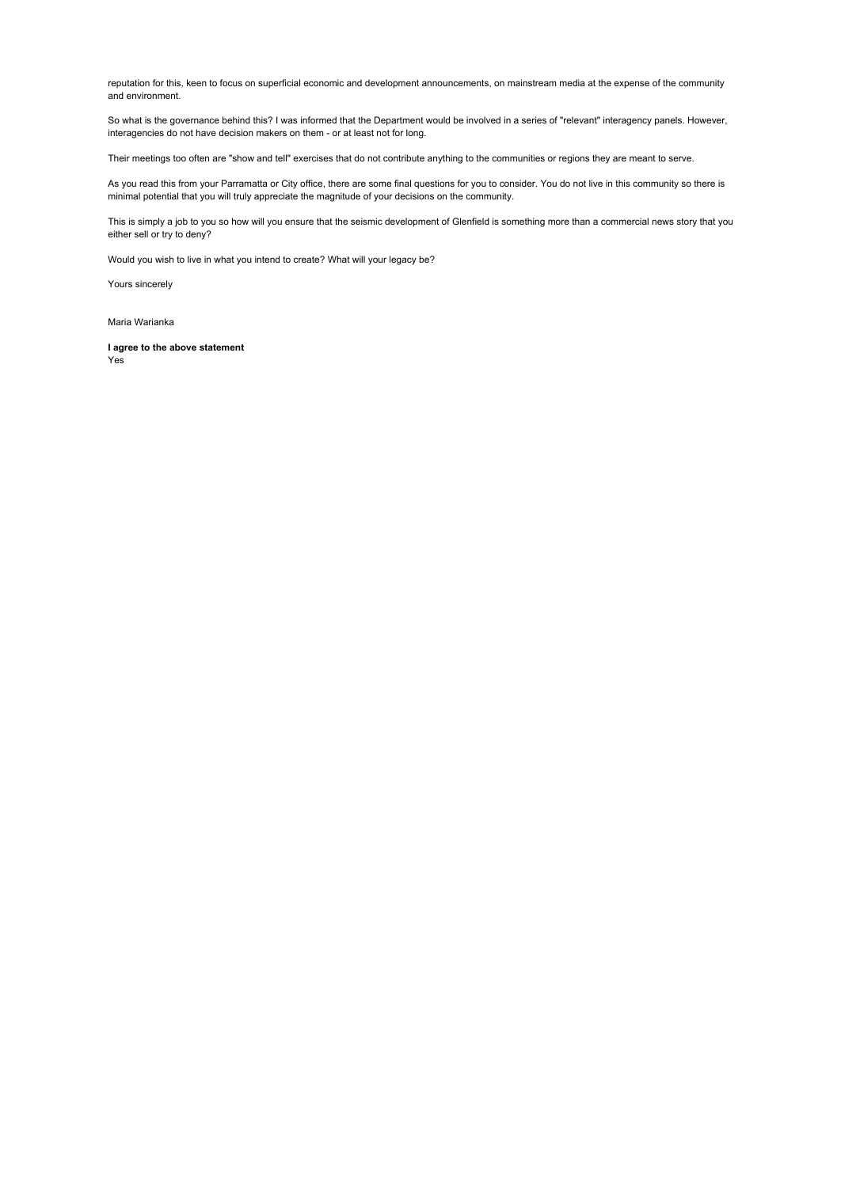reputation for this, keen to focus on superficial economic and development announcements, on mainstream media at the expense of the community and environment.

So what is the governance behind this? I was informed that the Department would be involved in a series of "relevant" interagency panels. However, interagencies do not have decision makers on them - or at least not for long.

Their meetings too often are "show and tell" exercises that do not contribute anything to the communities or regions they are meant to serve.

As you read this from your Parramatta or City office, there are some final questions for you to consider. You do not live in this community so there is minimal potential that you will truly appreciate the magnitude of your decisions on the community.

This is simply a job to you so how will you ensure that the seismic development of Glenfield is something more than a commercial news story that you either sell or try to deny?

Would you wish to live in what you intend to create? What will your legacy be?

Yours sincerely

Maria Warianka

**I agree to the above statement**
Yes